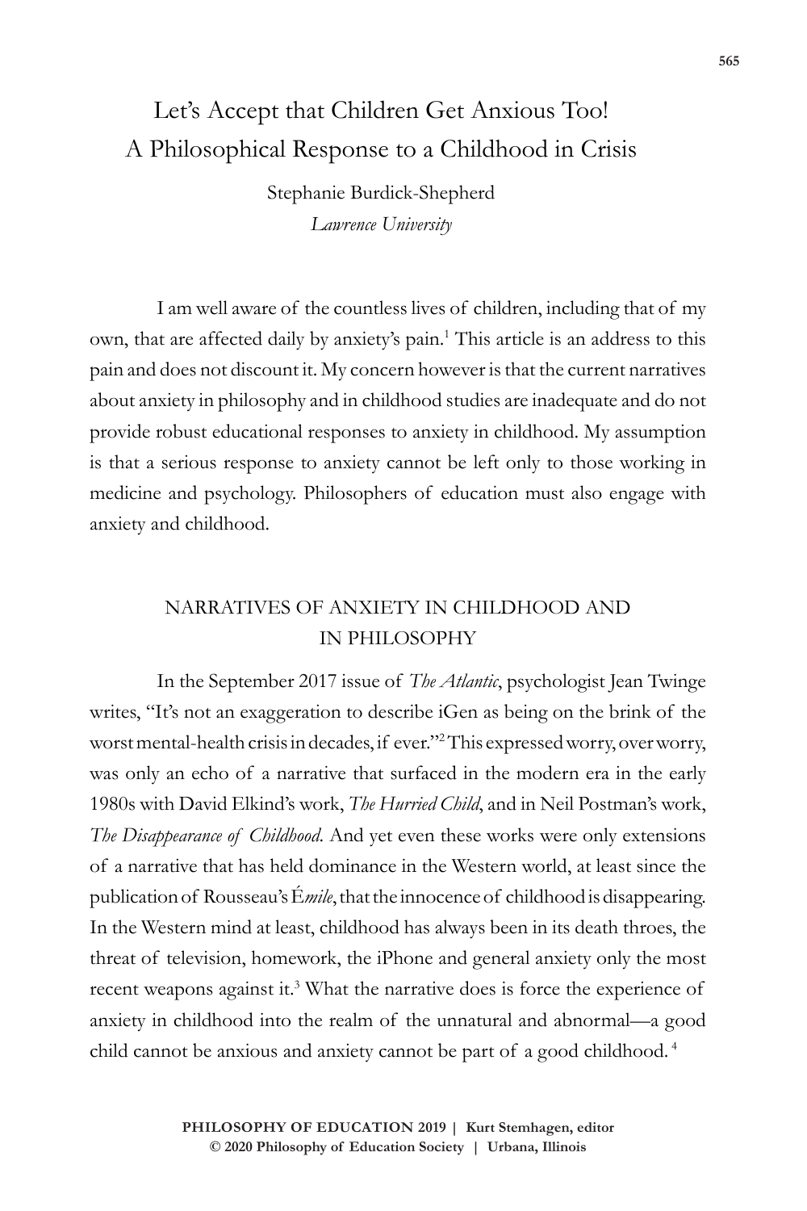# Let's Accept that Children Get Anxious Too! A Philosophical Response to a Childhood in Crisis

Stephanie Burdick-Shepherd

*Lawrence University*

I am well aware of the countless lives of children, including that of my own, that are affected daily by anxiety's pain.[1] This article is an address to this pain and does not discount it. My concern however is that the current narratives about anxiety in philosophy and in childhood studies are inadequate and do not provide robust educational responses to anxiety in childhood. My assumption is that a serious response to anxiety cannot be left only to those working in medicine and psychology. Philosophers of education must also engage with anxiety and childhood.

## NARRATIVES OF ANXIETY IN CHILDHOOD AND IN PHILOSOPHY

In the September 2017 issue of *The Atlantic*, psychologist Jean Twinge writes, "It's not an exaggeration to describe iGen as being on the brink of the worst mental-health crisis in decades, if ever."[2] This expressed worry, over worry, was only an echo of a narrative that surfaced in the modern era in the early 1980s with David Elkind's work, *The Hurried Child*, and in Neil Postman's work, *The Disappearance of Childhood*. And yet even these works were only extensions of a narrative that has held dominance in the Western world, at least since the publication of Rousseau's *Émile*, that the innocence of childhood is disappearing. In the Western mind at least, childhood has always been in its death throes, the threat of television, homework, the iPhone and general anxiety only the most recent weapons against it.[3] What the narrative does is force the experience of anxiety in childhood into the realm of the unnatural and abnormal—a good child cannot be anxious and anxiety cannot be part of a good childhood.[4]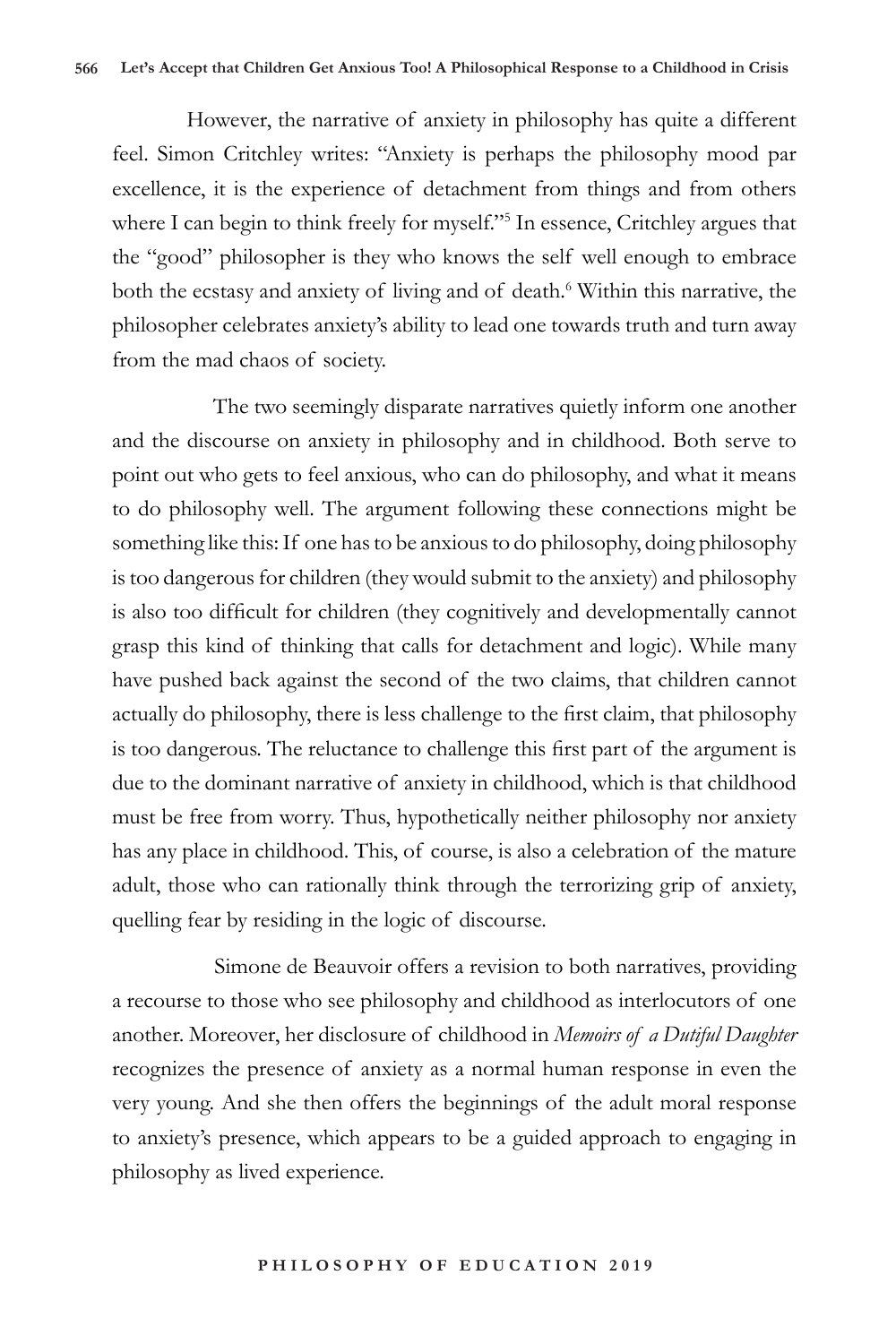However, the narrative of anxiety in philosophy has quite a different feel. Simon Critchley writes: "Anxiety is perhaps the philosophy mood par excellence, it is the experience of detachment from things and from others where I can begin to think freely for myself."[5] In essence, Critchley argues that the "good" philosopher is they who knows the self well enough to embrace both the ecstasy and anxiety of living and of death.[6] Within this narrative, the philosopher celebrates anxiety's ability to lead one towards truth and turn away from the mad chaos of society.

The two seemingly disparate narratives quietly inform one another and the discourse on anxiety in philosophy and in childhood. Both serve to point out who gets to feel anxious, who can do philosophy, and what it means to do philosophy well. The argument following these connections might be something like this: If one has to be anxious to do philosophy, doing philosophy is too dangerous for children (they would submit to the anxiety) and philosophy is also too difficult for children (they cognitively and developmentally cannot grasp this kind of thinking that calls for detachment and logic). While many have pushed back against the second of the two claims, that children cannot actually do philosophy, there is less challenge to the first claim, that philosophy is too dangerous. The reluctance to challenge this first part of the argument is due to the dominant narrative of anxiety in childhood, which is that childhood must be free from worry. Thus, hypothetically neither philosophy nor anxiety has any place in childhood. This, of course, is also a celebration of the mature adult, those who can rationally think through the terrorizing grip of anxiety, quelling fear by residing in the logic of discourse.

Simone de Beauvoir offers a revision to both narratives, providing a recourse to those who see philosophy and childhood as interlocutors of one another. Moreover, her disclosure of childhood in *Memoirs of a Dutiful Daughter* recognizes the presence of anxiety as a normal human response in even the very young. And she then offers the beginnings of the adult moral response to anxiety's presence, which appears to be a guided approach to engaging in philosophy as lived experience.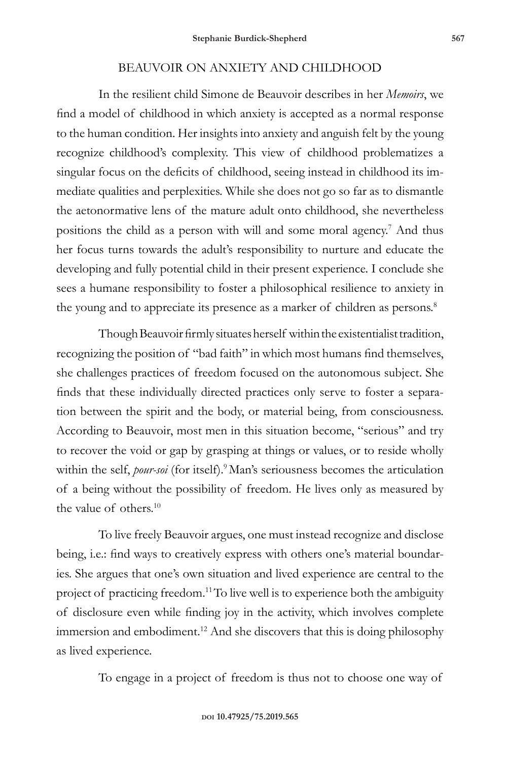## BEAUVOIR ON ANXIETY AND CHILDHOOD

In the resilient child Simone de Beauvoir describes in her *Memoirs*, we find a model of childhood in which anxiety is accepted as a normal response to the human condition. Her insights into anxiety and anguish felt by the young recognize childhood's complexity. This view of childhood problematizes a singular focus on the deficits of childhood, seeing instead in childhood its immediate qualities and perplexities. While she does not go so far as to dismantle the aetonormative lens of the mature adult onto childhood, she nevertheless positions the child as a person with will and some moral agency.[7] And thus her focus turns towards the adult's responsibility to nurture and educate the developing and fully potential child in their present experience. I conclude she sees a humane responsibility to foster a philosophical resilience to anxiety in the young and to appreciate its presence as a marker of children as persons.[8]

Though Beauvoir firmly situates herself within the existentialist tradition, recognizing the position of "bad faith" in which most humans find themselves, she challenges practices of freedom focused on the autonomous subject. She finds that these individually directed practices only serve to foster a separation between the spirit and the body, or material being, from consciousness. According to Beauvoir, most men in this situation become, "serious" and try to recover the void or gap by grasping at things or values, or to reside wholly within the self, *pour-soi* (for itself).[9] Man's seriousness becomes the articulation of a being without the possibility of freedom. He lives only as measured by the value of others.[10]

To live freely Beauvoir argues, one must instead recognize and disclose being, i.e.: find ways to creatively express with others one's material boundaries. She argues that one's own situation and lived experience are central to the project of practicing freedom.[11] To live well is to experience both the ambiguity of disclosure even while finding joy in the activity, which involves complete immersion and embodiment.[12] And she discovers that this is doing philosophy as lived experience.

To engage in a project of freedom is thus not to choose one way of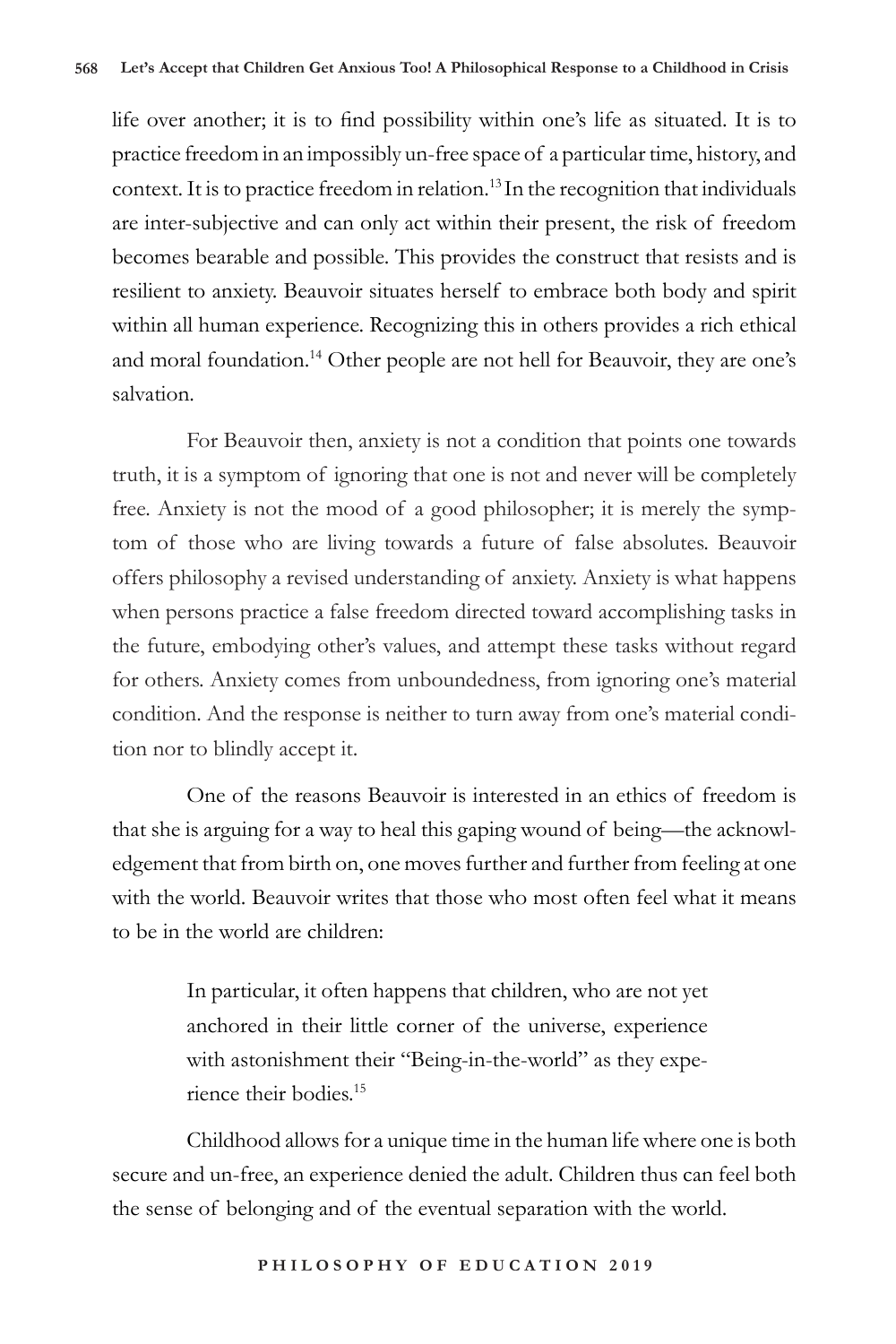life over another; it is to find possibility within one's life as situated. It is to practice freedom in an impossibly un-free space of a particular time, history, and context. It is to practice freedom in relation.[13] In the recognition that individuals are inter-subjective and can only act within their present, the risk of freedom becomes bearable and possible. This provides the construct that resists and is resilient to anxiety. Beauvoir situates herself to embrace both body and spirit within all human experience. Recognizing this in others provides a rich ethical and moral foundation.[14] Other people are not hell for Beauvoir, they are one's salvation.

For Beauvoir then, anxiety is not a condition that points one towards truth, it is a symptom of ignoring that one is not and never will be completely free. Anxiety is not the mood of a good philosopher; it is merely the symptom of those who are living towards a future of false absolutes. Beauvoir offers philosophy a revised understanding of anxiety. Anxiety is what happens when persons practice a false freedom directed toward accomplishing tasks in the future, embodying other's values, and attempt these tasks without regard for others. Anxiety comes from unboundedness, from ignoring one's material condition. And the response is neither to turn away from one's material condition nor to blindly accept it.

One of the reasons Beauvoir is interested in an ethics of freedom is that she is arguing for a way to heal this gaping wound of being—the acknowledgement that from birth on, one moves further and further from feeling at one with the world. Beauvoir writes that those who most often feel what it means to be in the world are children:

> In particular, it often happens that children, who are not yet anchored in their little corner of the universe, experience with astonishment their "Being-in-the-world" as they experience their bodies.[15]

Childhood allows for a unique time in the human life where one is both secure and un-free, an experience denied the adult. Children thus can feel both the sense of belonging and of the eventual separation with the world.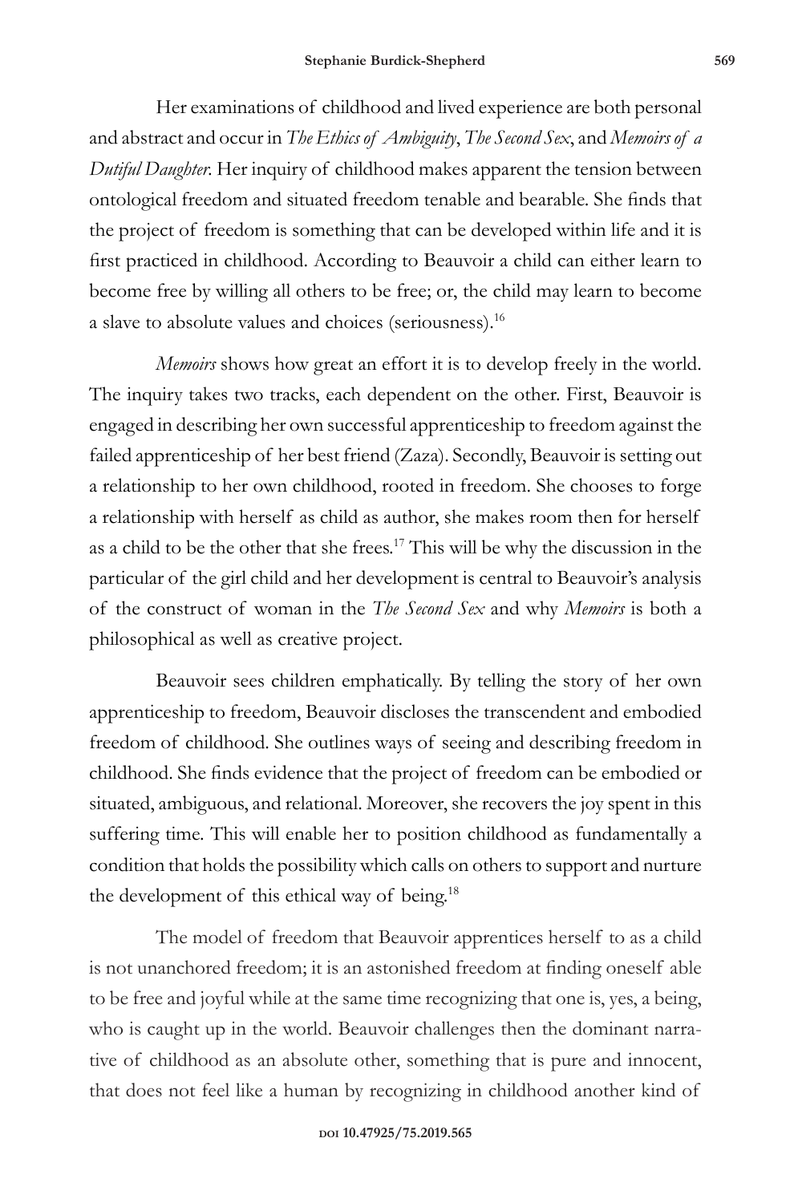Her examinations of childhood and lived experience are both personal and abstract and occur in *The Ethics of Ambiguity*, *The Second Sex*, and *Memoirs of a Dutiful Daughter*. Her inquiry of childhood makes apparent the tension between ontological freedom and situated freedom tenable and bearable. She finds that the project of freedom is something that can be developed within life and it is first practiced in childhood. According to Beauvoir a child can either learn to become free by willing all others to be free; or, the child may learn to become a slave to absolute values and choices (seriousness).[16]

*Memoirs* shows how great an effort it is to develop freely in the world. The inquiry takes two tracks, each dependent on the other. First, Beauvoir is engaged in describing her own successful apprenticeship to freedom against the failed apprenticeship of her best friend (Zaza). Secondly, Beauvoir is setting out a relationship to her own childhood, rooted in freedom. She chooses to forge a relationship with herself as child as author, she makes room then for herself as a child to be the other that she frees.[17] This will be why the discussion in the particular of the girl child and her development is central to Beauvoir's analysis of the construct of woman in the *The Second Sex* and why *Memoirs* is both a philosophical as well as creative project.

Beauvoir sees children emphatically. By telling the story of her own apprenticeship to freedom, Beauvoir discloses the transcendent and embodied freedom of childhood. She outlines ways of seeing and describing freedom in childhood. She finds evidence that the project of freedom can be embodied or situated, ambiguous, and relational. Moreover, she recovers the joy spent in this suffering time. This will enable her to position childhood as fundamentally a condition that holds the possibility which calls on others to support and nurture the development of this ethical way of being.[18]

The model of freedom that Beauvoir apprentices herself to as a child is not unanchored freedom; it is an astonished freedom at finding oneself able to be free and joyful while at the same time recognizing that one is, yes, a being, who is caught up in the world. Beauvoir challenges then the dominant narrative of childhood as an absolute other, something that is pure and innocent, that does not feel like a human by recognizing in childhood another kind of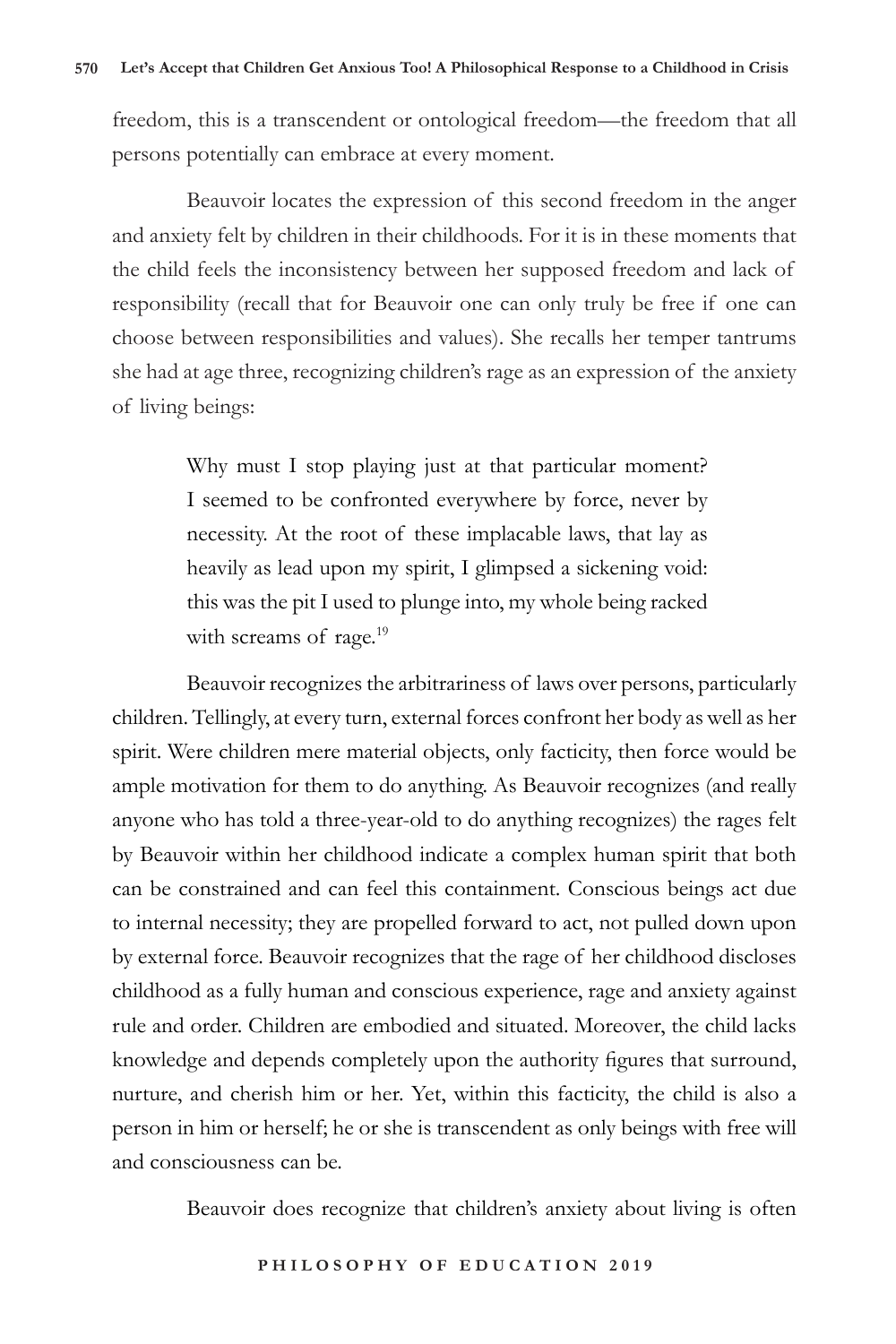freedom, this is a transcendent or ontological freedom—the freedom that all persons potentially can embrace at every moment.

Beauvoir locates the expression of this second freedom in the anger and anxiety felt by children in their childhoods. For it is in these moments that the child feels the inconsistency between her supposed freedom and lack of responsibility (recall that for Beauvoir one can only truly be free if one can choose between responsibilities and values). She recalls her temper tantrums she had at age three, recognizing children's rage as an expression of the anxiety of living beings:

> Why must I stop playing just at that particular moment? I seemed to be confronted everywhere by force, never by necessity. At the root of these implacable laws, that lay as heavily as lead upon my spirit, I glimpsed a sickening void: this was the pit I used to plunge into, my whole being racked with screams of rage.[19]

Beauvoir recognizes the arbitrariness of laws over persons, particularly children. Tellingly, at every turn, external forces confront her body as well as her spirit. Were children mere material objects, only facticity, then force would be ample motivation for them to do anything. As Beauvoir recognizes (and really anyone who has told a three-year-old to do anything recognizes) the rages felt by Beauvoir within her childhood indicate a complex human spirit that both can be constrained and can feel this containment. Conscious beings act due to internal necessity; they are propelled forward to act, not pulled down upon by external force. Beauvoir recognizes that the rage of her childhood discloses childhood as a fully human and conscious experience, rage and anxiety against rule and order. Children are embodied and situated. Moreover, the child lacks knowledge and depends completely upon the authority figures that surround, nurture, and cherish him or her. Yet, within this facticity, the child is also a person in him or herself; he or she is transcendent as only beings with free will and consciousness can be.

Beauvoir does recognize that children's anxiety about living is often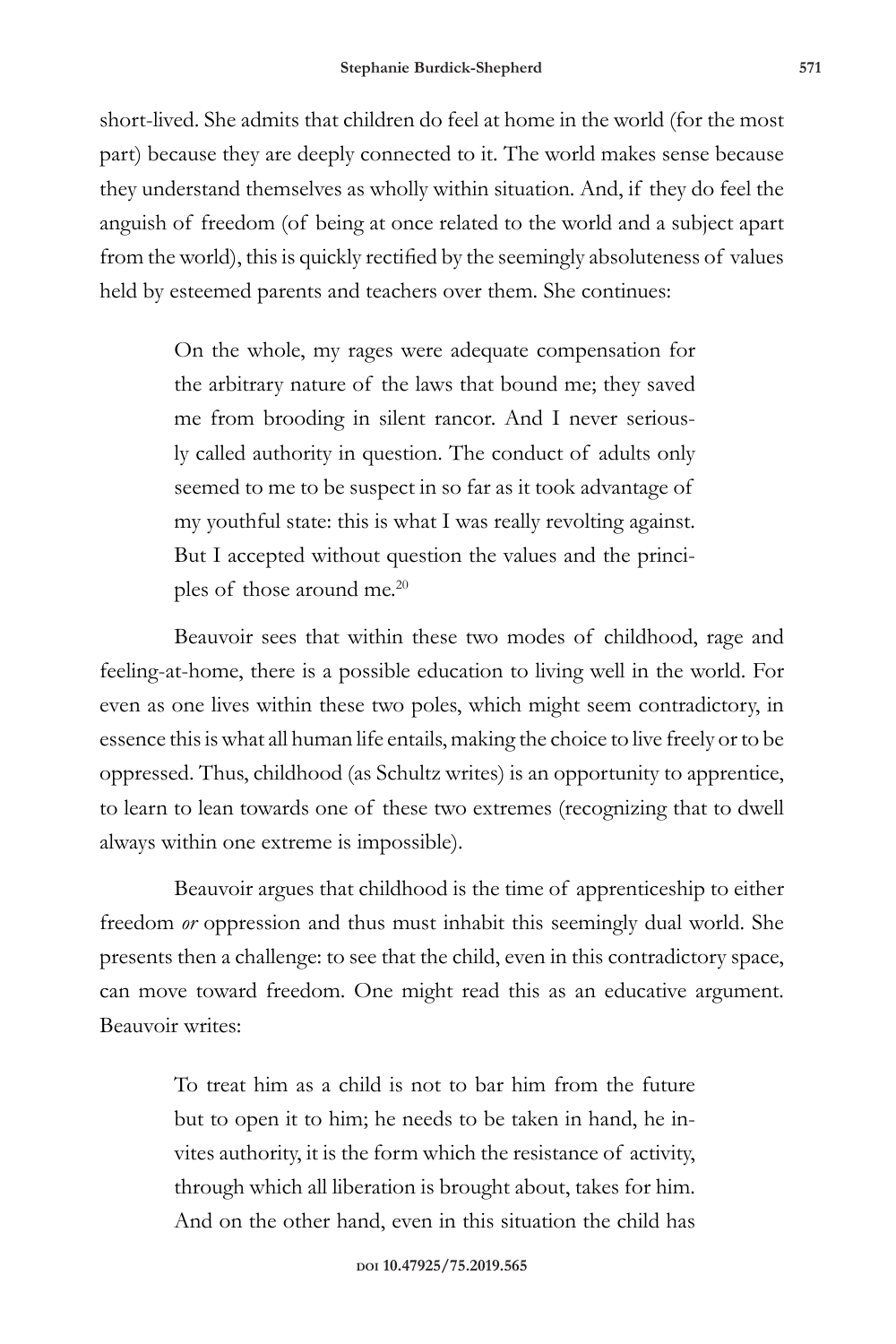short-lived. She admits that children do feel at home in the world (for the most part) because they are deeply connected to it. The world makes sense because they understand themselves as wholly within situation. And, if they do feel the anguish of freedom (of being at once related to the world and a subject apart from the world), this is quickly rectified by the seemingly absoluteness of values held by esteemed parents and teachers over them. She continues:

> On the whole, my rages were adequate compensation for the arbitrary nature of the laws that bound me; they saved me from brooding in silent rancor. And I never seriously called authority in question. The conduct of adults only seemed to me to be suspect in so far as it took advantage of my youthful state: this is what I was really revolting against. But I accepted without question the values and the principles of those around me.[20]

Beauvoir sees that within these two modes of childhood, rage and feeling-at-home, there is a possible education to living well in the world. For even as one lives within these two poles, which might seem contradictory, in essence this is what all human life entails, making the choice to live freely or to be oppressed. Thus, childhood (as Schultz writes) is an opportunity to apprentice, to learn to lean towards one of these two extremes (recognizing that to dwell always within one extreme is impossible).

Beauvoir argues that childhood is the time of apprenticeship to either freedom *or* oppression and thus must inhabit this seemingly dual world. She presents then a challenge: to see that the child, even in this contradictory space, can move toward freedom. One might read this as an educative argument. Beauvoir writes:

> To treat him as a child is not to bar him from the future but to open it to him; he needs to be taken in hand, he invites authority, it is the form which the resistance of activity, through which all liberation is brought about, takes for him. And on the other hand, even in this situation the child has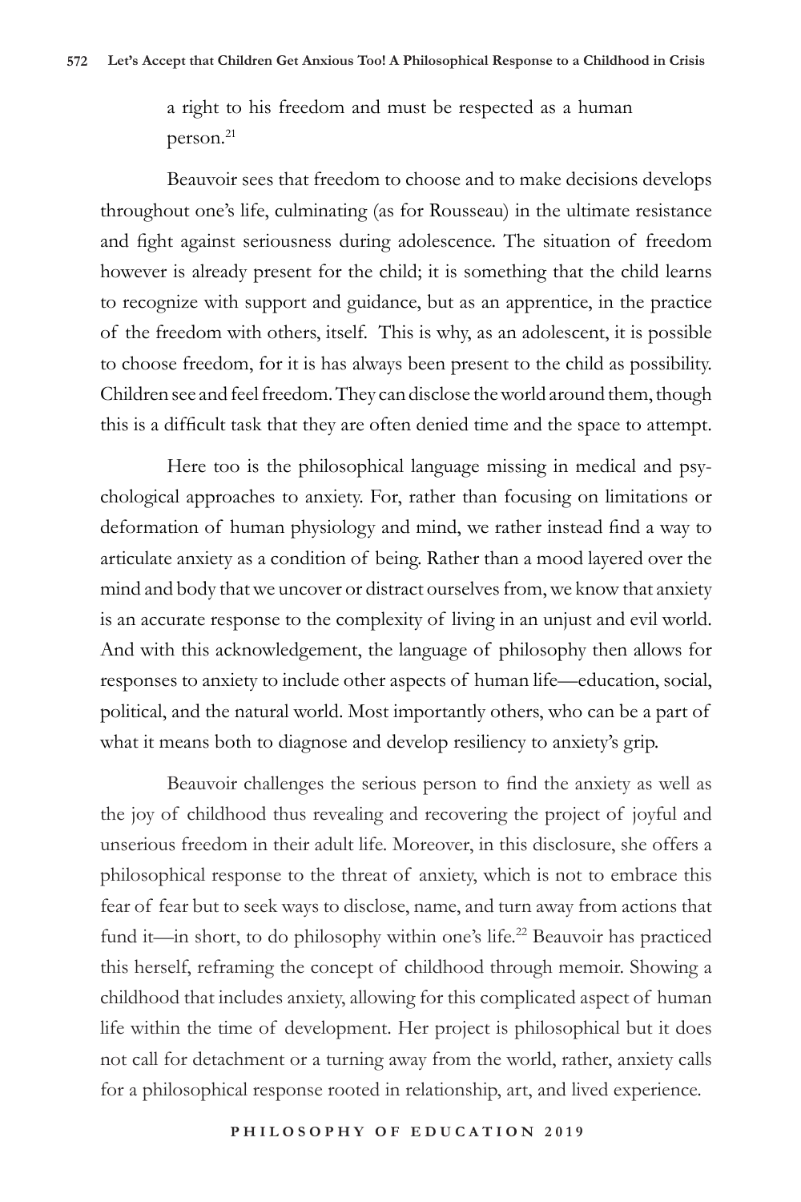a right to his freedom and must be respected as a human person.[21]

Beauvoir sees that freedom to choose and to make decisions develops throughout one's life, culminating (as for Rousseau) in the ultimate resistance and fight against seriousness during adolescence. The situation of freedom however is already present for the child; it is something that the child learns to recognize with support and guidance, but as an apprentice, in the practice of the freedom with others, itself. This is why, as an adolescent, it is possible to choose freedom, for it is has always been present to the child as possibility. Children see and feel freedom. They can disclose the world around them, though this is a difficult task that they are often denied time and the space to attempt.

Here too is the philosophical language missing in medical and psychological approaches to anxiety. For, rather than focusing on limitations or deformation of human physiology and mind, we rather instead find a way to articulate anxiety as a condition of being. Rather than a mood layered over the mind and body that we uncover or distract ourselves from, we know that anxiety is an accurate response to the complexity of living in an unjust and evil world. And with this acknowledgement, the language of philosophy then allows for responses to anxiety to include other aspects of human life—education, social, political, and the natural world. Most importantly others, who can be a part of what it means both to diagnose and develop resiliency to anxiety's grip.

Beauvoir challenges the serious person to find the anxiety as well as the joy of childhood thus revealing and recovering the project of joyful and unserious freedom in their adult life. Moreover, in this disclosure, she offers a philosophical response to the threat of anxiety, which is not to embrace this fear of fear but to seek ways to disclose, name, and turn away from actions that fund it—in short, to do philosophy within one's life.[22] Beauvoir has practiced this herself, reframing the concept of childhood through memoir. Showing a childhood that includes anxiety, allowing for this complicated aspect of human life within the time of development. Her project is philosophical but it does not call for detachment or a turning away from the world, rather, anxiety calls for a philosophical response rooted in relationship, art, and lived experience.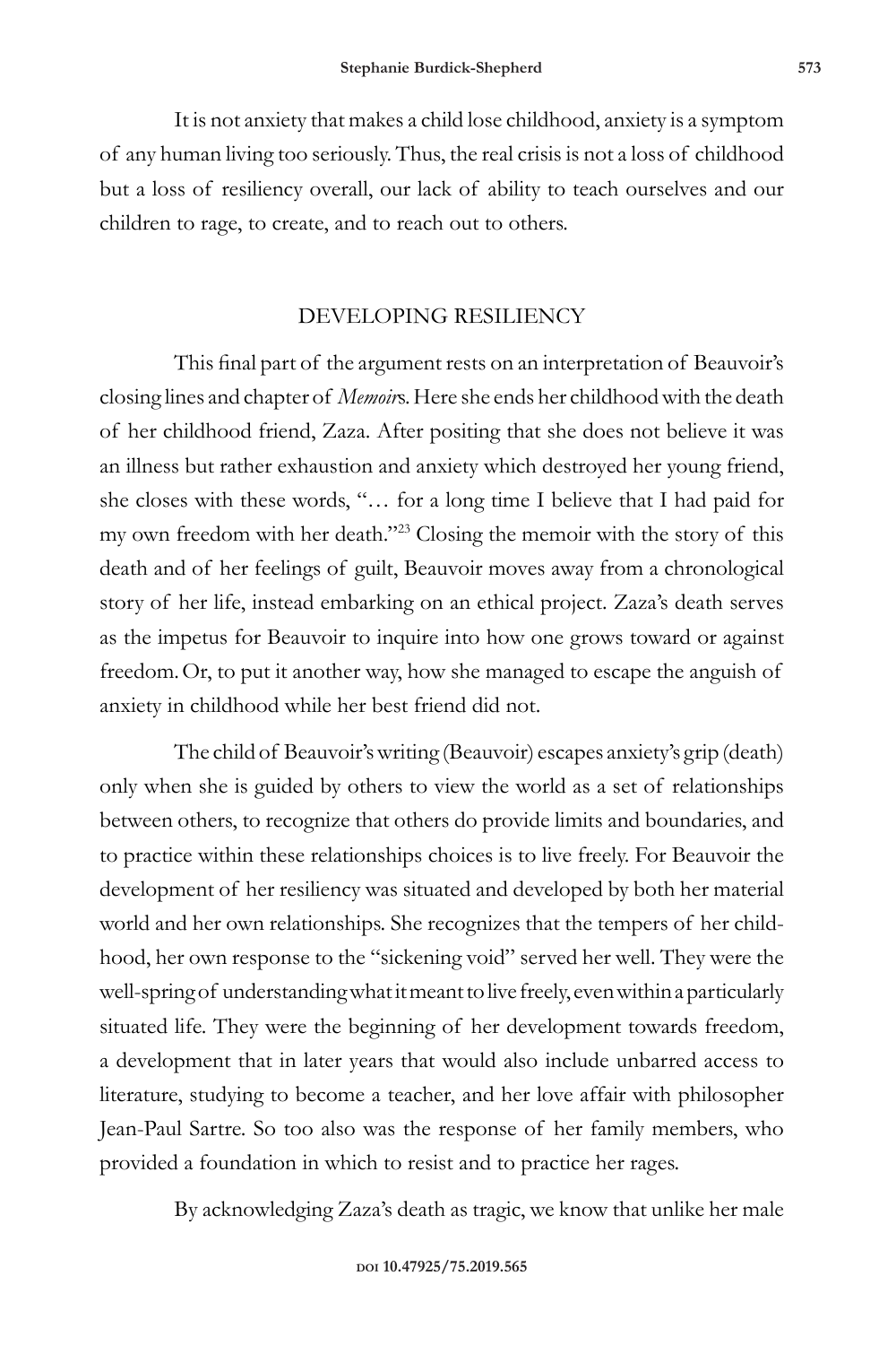It is not anxiety that makes a child lose childhood, anxiety is a symptom of any human living too seriously. Thus, the real crisis is not a loss of childhood but a loss of resiliency overall, our lack of ability to teach ourselves and our children to rage, to create, and to reach out to others.

## DEVELOPING RESILIENCY

This final part of the argument rests on an interpretation of Beauvoir's closing lines and chapter of *Memoir*s. Here she ends her childhood with the death of her childhood friend, Zaza. After positing that she does not believe it was an illness but rather exhaustion and anxiety which destroyed her young friend, she closes with these words, "… for a long time I believe that I had paid for my own freedom with her death."[23] Closing the memoir with the story of this death and of her feelings of guilt, Beauvoir moves away from a chronological story of her life, instead embarking on an ethical project. Zaza's death serves as the impetus for Beauvoir to inquire into how one grows toward or against freedom. Or, to put it another way, how she managed to escape the anguish of anxiety in childhood while her best friend did not.

The child of Beauvoir's writing (Beauvoir) escapes anxiety's grip (death) only when she is guided by others to view the world as a set of relationships between others, to recognize that others do provide limits and boundaries, and to practice within these relationships choices is to live freely. For Beauvoir the development of her resiliency was situated and developed by both her material world and her own relationships. She recognizes that the tempers of her childhood, her own response to the "sickening void" served her well. They were the well-spring of understanding what it meant to live freely, even within a particularly situated life. They were the beginning of her development towards freedom, a development that in later years that would also include unbarred access to literature, studying to become a teacher, and her love affair with philosopher Jean-Paul Sartre. So too also was the response of her family members, who provided a foundation in which to resist and to practice her rages.

By acknowledging Zaza's death as tragic, we know that unlike her male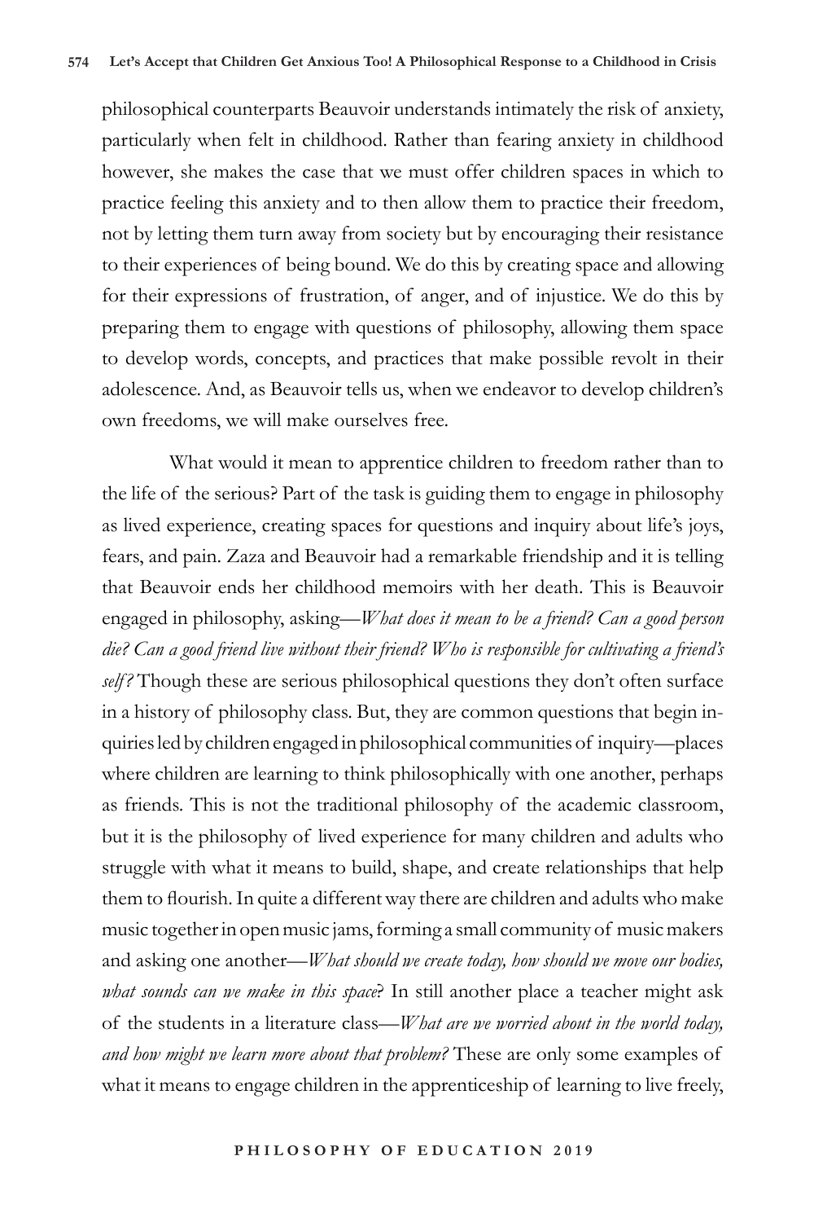philosophical counterparts Beauvoir understands intimately the risk of anxiety, particularly when felt in childhood. Rather than fearing anxiety in childhood however, she makes the case that we must offer children spaces in which to practice feeling this anxiety and to then allow them to practice their freedom, not by letting them turn away from society but by encouraging their resistance to their experiences of being bound. We do this by creating space and allowing for their expressions of frustration, of anger, and of injustice. We do this by preparing them to engage with questions of philosophy, allowing them space to develop words, concepts, and practices that make possible revolt in their adolescence. And, as Beauvoir tells us, when we endeavor to develop children's own freedoms, we will make ourselves free.

What would it mean to apprentice children to freedom rather than to the life of the serious? Part of the task is guiding them to engage in philosophy as lived experience, creating spaces for questions and inquiry about life's joys, fears, and pain. Zaza and Beauvoir had a remarkable friendship and it is telling that Beauvoir ends her childhood memoirs with her death. This is Beauvoir engaged in philosophy, asking—*What does it mean to be a friend? Can a good person die? Can a good friend live without their friend? Who is responsible for cultivating a friend's self?* Though these are serious philosophical questions they don't often surface in a history of philosophy class. But, they are common questions that begin inquiries led by children engaged in philosophical communities of inquiry—places where children are learning to think philosophically with one another, perhaps as friends. This is not the traditional philosophy of the academic classroom, but it is the philosophy of lived experience for many children and adults who struggle with what it means to build, shape, and create relationships that help them to flourish. In quite a different way there are children and adults who make music together in open music jams, forming a small community of music makers and asking one another—*What should we create today, how should we move our bodies, what sounds can we make in this space*? In still another place a teacher might ask of the students in a literature class—*What are we worried about in the world today, and how might we learn more about that problem?* These are only some examples of what it means to engage children in the apprenticeship of learning to live freely,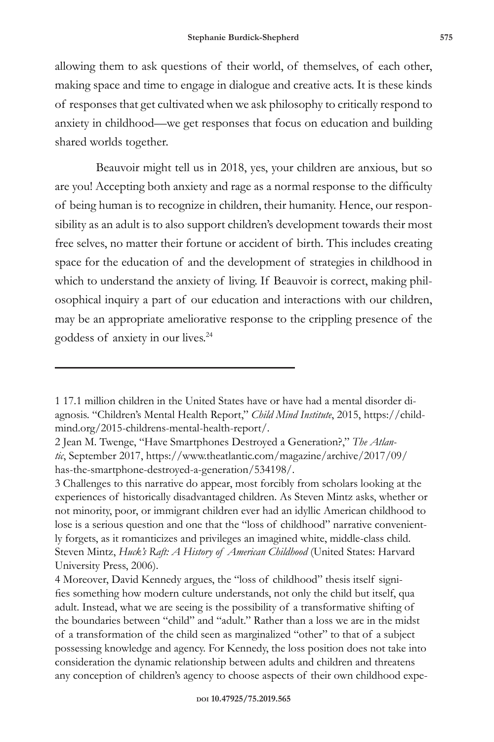allowing them to ask questions of their world, of themselves, of each other, making space and time to engage in dialogue and creative acts. It is these kinds of responses that get cultivated when we ask philosophy to critically respond to anxiety in childhood—we get responses that focus on education and building shared worlds together.

Beauvoir might tell us in 2018, yes, your children are anxious, but so are you! Accepting both anxiety and rage as a normal response to the difficulty of being human is to recognize in children, their humanity. Hence, our responsibility as an adult is to also support children's development towards their most free selves, no matter their fortune or accident of birth. This includes creating space for the education of and the development of strategies in childhood in which to understand the anxiety of living. If Beauvoir is correct, making philosophical inquiry a part of our education and interactions with our children, may be an appropriate ameliorative response to the crippling presence of the goddess of anxiety in our lives.[24]

---

1 17.1 million children in the United States have or have had a mental disorder diagnosis. "Children's Mental Health Report," *Child Mind Institute*, 2015, https://childmind.org/2015-childrens-mental-health-report/.

2 Jean M. Twenge, "Have Smartphones Destroyed a Generation?," *The Atlantic*, September 2017, https://www.theatlantic.com/magazine/archive/2017/09/has-the-smartphone-destroyed-a-generation/534198/.

3 Challenges to this narrative do appear, most forcibly from scholars looking at the experiences of historically disadvantaged children. As Steven Mintz asks, whether or not minority, poor, or immigrant children ever had an idyllic American childhood to lose is a serious question and one that the "loss of childhood" narrative conveniently forgets, as it romanticizes and privileges an imagined white, middle-class child. Steven Mintz, *Huck's Raft: A History of American Childhood* (United States: Harvard University Press, 2006).

4 Moreover, David Kennedy argues, the "loss of childhood" thesis itself signifies something how modern culture understands, not only the child but itself, qua adult. Instead, what we are seeing is the possibility of a transformative shifting of the boundaries between "child" and "adult." Rather than a loss we are in the midst of a transformation of the child seen as marginalized "other" to that of a subject possessing knowledge and agency. For Kennedy, the loss position does not take into consideration the dynamic relationship between adults and children and threatens any conception of children's agency to choose aspects of their own childhood expe-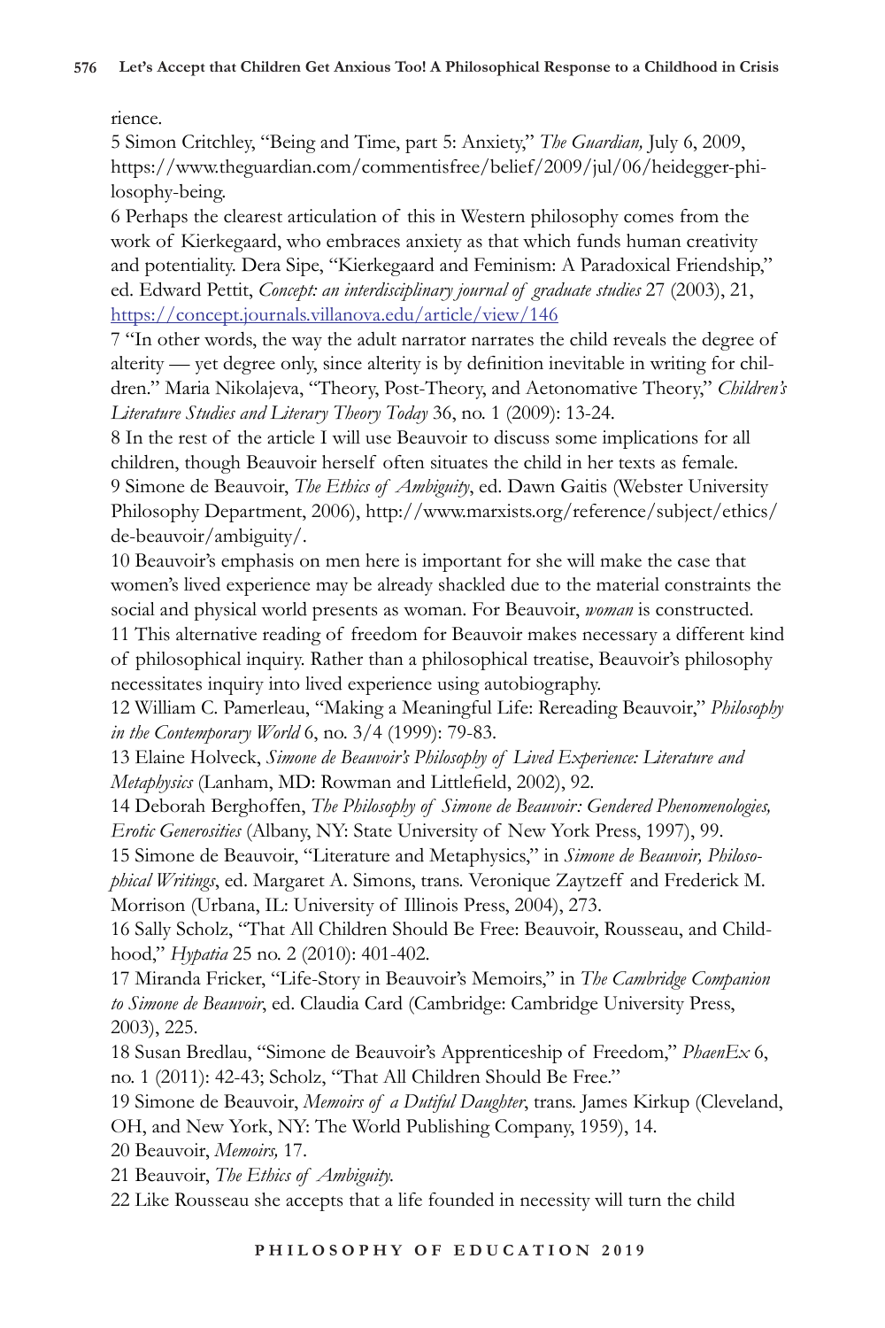rience.

5 Simon Critchley, "Being and Time, part 5: Anxiety," *The Guardian,* July 6, 2009, https://www.theguardian.com/commentisfree/belief/2009/jul/06/heidegger-philosophy-being.

6 Perhaps the clearest articulation of this in Western philosophy comes from the work of Kierkegaard, who embraces anxiety as that which funds human creativity and potentiality. Dera Sipe, "Kierkegaard and Feminism: A Paradoxical Friendship," ed. Edward Pettit, *Concept: an interdisciplinary journal of graduate studies* 27 (2003), 21, https://concept.journals.villanova.edu/article/view/146

7 "In other words, the way the adult narrator narrates the child reveals the degree of alterity — yet degree only, since alterity is by definition inevitable in writing for children." Maria Nikolajeva, "Theory, Post-Theory, and Aetonomative Theory," *Children's Literature Studies and Literary Theory Today* 36, no. 1 (2009): 13-24.

8 In the rest of the article I will use Beauvoir to discuss some implications for all children, though Beauvoir herself often situates the child in her texts as female.

9 Simone de Beauvoir, *The Ethics of Ambiguity*, ed. Dawn Gaitis (Webster University Philosophy Department, 2006), http://www.marxists.org/reference/subject/ethics/de-beauvoir/ambiguity/.

10 Beauvoir's emphasis on men here is important for she will make the case that women's lived experience may be already shackled due to the material constraints the social and physical world presents as woman. For Beauvoir, *woman* is constructed.

11 This alternative reading of freedom for Beauvoir makes necessary a different kind of philosophical inquiry. Rather than a philosophical treatise, Beauvoir's philosophy necessitates inquiry into lived experience using autobiography.

12 William C. Pamerleau, "Making a Meaningful Life: Rereading Beauvoir," *Philosophy in the Contemporary World* 6, no. 3/4 (1999): 79-83.

13 Elaine Holveck, *Simone de Beauvoir's Philosophy of Lived Experience: Literature and Metaphysics* (Lanham, MD: Rowman and Littlefield, 2002), 92.

14 Deborah Berghoffen, *The Philosophy of Simone de Beauvoir: Gendered Phenomenologies, Erotic Generosities* (Albany, NY: State University of New York Press, 1997), 99.

15 Simone de Beauvoir, "Literature and Metaphysics," in *Simone de Beauvoir, Philosophical Writings*, ed. Margaret A. Simons, trans. Veronique Zaytzeff and Frederick M. Morrison (Urbana, IL: University of Illinois Press, 2004), 273.

16 Sally Scholz, "That All Children Should Be Free: Beauvoir, Rousseau, and Childhood," *Hypatia* 25 no. 2 (2010): 401-402.

17 Miranda Fricker, "Life-Story in Beauvoir's Memoirs," in *The Cambridge Companion to Simone de Beauvoir*, ed. Claudia Card (Cambridge: Cambridge University Press, 2003), 225.

18 Susan Bredlau, "Simone de Beauvoir's Apprenticeship of Freedom," *PhaenEx* 6, no. 1 (2011): 42-43; Scholz, "That All Children Should Be Free."

19 Simone de Beauvoir, *Memoirs of a Dutiful Daughter*, trans. James Kirkup (Cleveland, OH, and New York, NY: The World Publishing Company, 1959), 14.

20 Beauvoir, *Memoirs,* 17.

21 Beauvoir, *The Ethics of Ambiguity.*

22 Like Rousseau she accepts that a life founded in necessity will turn the child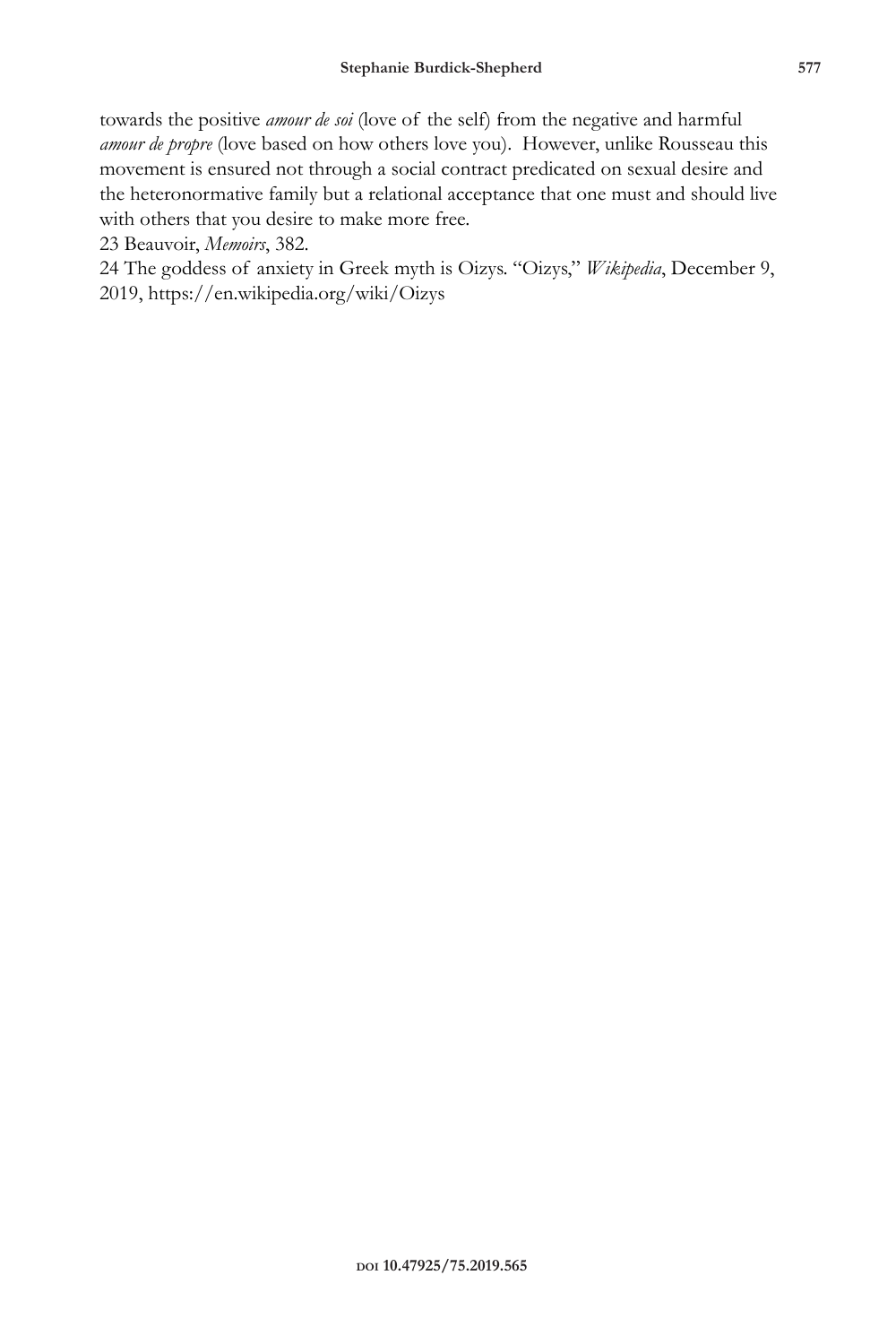towards the positive *amour de soi* (love of the self) from the negative and harmful *amour de propre* (love based on how others love you). However, unlike Rousseau this movement is ensured not through a social contract predicated on sexual desire and the heteronormative family but a relational acceptance that one must and should live with others that you desire to make more free.

23 Beauvoir, *Memoirs*, 382.

24 The goddess of anxiety in Greek myth is Oizys. "Oizys," *Wikipedia*, December 9, 2019, https://en.wikipedia.org/wiki/Oizys